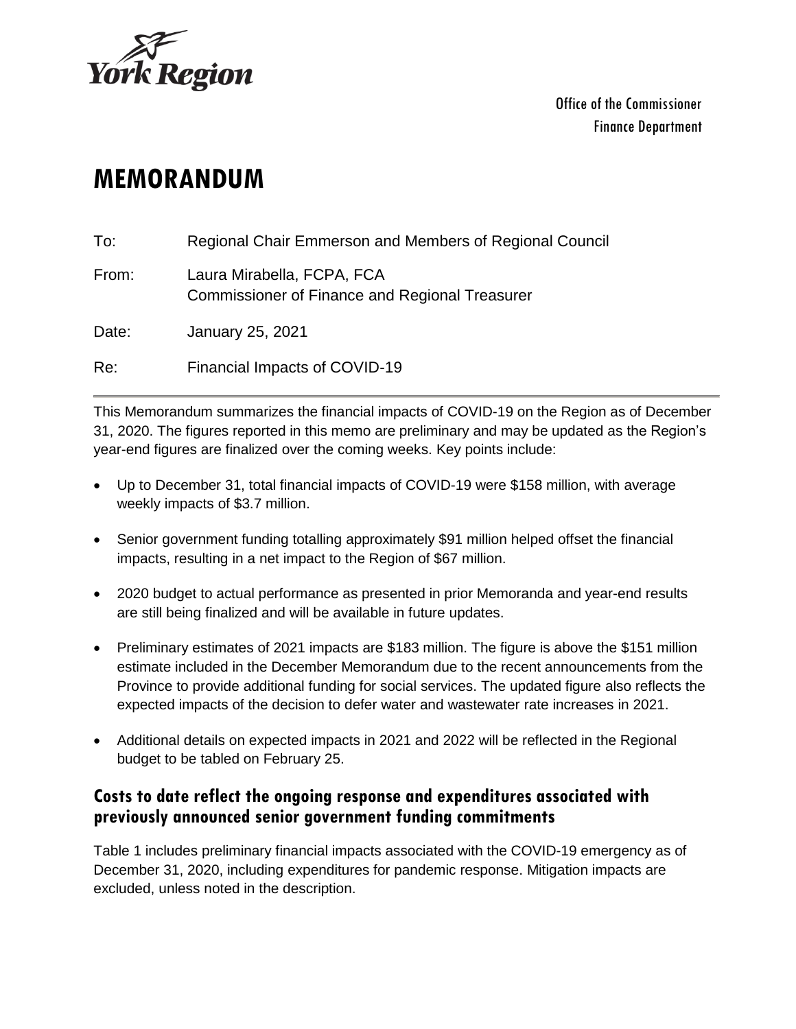Office of the Commissioner
Finance Department

# MEMORANDUM

To: Regional Chair Emmerson and Members of Regional Council

From: Laura Mirabella, FCPA, FCA
Commissioner of Finance and Regional Treasurer

Date: January 25, 2021

Re: Financial Impacts of COVID-19

---

This Memorandum summarizes the financial impacts of COVID-19 on the Region as of December 31, 2020. The figures reported in this memo are preliminary and may be updated as the Region's year-end figures are finalized over the coming weeks. Key points include:

- Up to December 31, total financial impacts of COVID-19 were $158 million, with average weekly impacts of $3.7 million.
- Senior government funding totalling approximately $91 million helped offset the financial impacts, resulting in a net impact to the Region of $67 million.
- 2020 budget to actual performance as presented in prior Memoranda and year-end results are still being finalized and will be available in future updates.
- Preliminary estimates of 2021 impacts are $183 million. The figure is above the $151 million estimate included in the December Memorandum due to the recent announcements from the Province to provide additional funding for social services. The updated figure also reflects the expected impacts of the decision to defer water and wastewater rate increases in 2021.
- Additional details on expected impacts in 2021 and 2022 will be reflected in the Regional budget to be tabled on February 25.

## Costs to date reflect the ongoing response and expenditures associated with previously announced senior government funding commitments

Table 1 includes preliminary financial impacts associated with the COVID-19 emergency as of December 31, 2020, including expenditures for pandemic response. Mitigation impacts are excluded, unless noted in the description.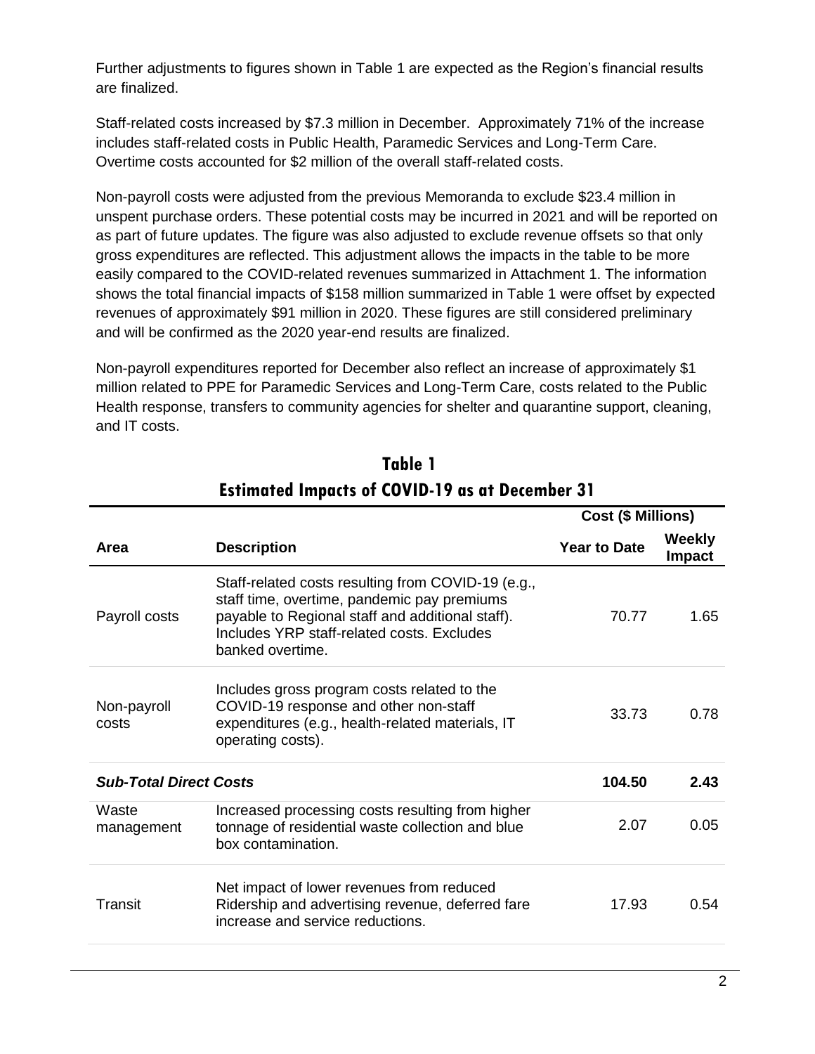Further adjustments to figures shown in Table 1 are expected as the Region's financial results are finalized.

Staff-related costs increased by $7.3 million in December. Approximately 71% of the increase includes staff-related costs in Public Health, Paramedic Services and Long-Term Care. Overtime costs accounted for $2 million of the overall staff-related costs.

Non-payroll costs were adjusted from the previous Memoranda to exclude $23.4 million in unspent purchase orders. These potential costs may be incurred in 2021 and will be reported on as part of future updates. The figure was also adjusted to exclude revenue offsets so that only gross expenditures are reflected. This adjustment allows the impacts in the table to be more easily compared to the COVID-related revenues summarized in Attachment 1. The information shows the total financial impacts of $158 million summarized in Table 1 were offset by expected revenues of approximately $91 million in 2020. These figures are still considered preliminary and will be confirmed as the 2020 year-end results are finalized.

Non-payroll expenditures reported for December also reflect an increase of approximately $1 million related to PPE for Paramedic Services and Long-Term Care, costs related to the Public Health response, transfers to community agencies for shelter and quarantine support, cleaning, and IT costs.

**Table 1**
**Estimated Impacts of COVID-19 as at December 31**

| | | Cost ($ Millions) | |
|---|---|---|---|
| **Area** | **Description** | **Year to Date** | **Weekly Impact** |
| Payroll costs | Staff-related costs resulting from COVID-19 (e.g., staff time, overtime, pandemic pay premiums payable to Regional staff and additional staff). Includes YRP staff-related costs. Excludes banked overtime. | 70.77 | 1.65 |
| Non-payroll costs | Includes gross program costs related to the COVID-19 response and other non-staff expenditures (e.g., health-related materials, IT operating costs). | 33.73 | 0.78 |
| ***Sub-Total Direct Costs*** | | **104.50** | **2.43** |
| Waste management | Increased processing costs resulting from higher tonnage of residential waste collection and blue box contamination. | 2.07 | 0.05 |
| Transit | Net impact of lower revenues from reduced Ridership and advertising revenue, deferred fare increase and service reductions. | 17.93 | 0.54 |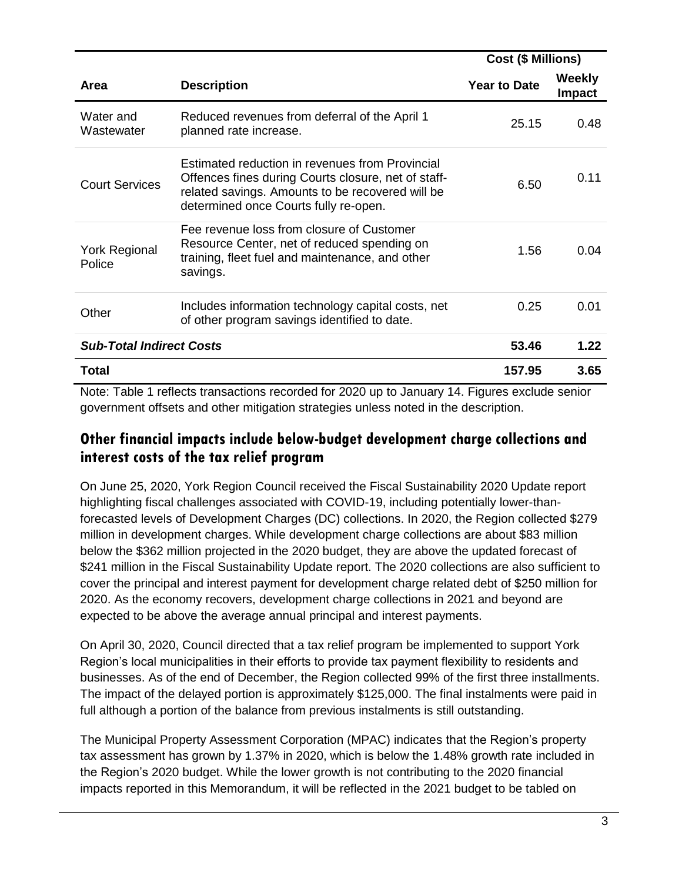| Area | Description | Cost ($ Millions) | |
|---|---|---|---|
| | | Year to Date | Weekly Impact |
| Water and Wastewater | Reduced revenues from deferral of the April 1 planned rate increase. | 25.15 | 0.48 |
| Court Services | Estimated reduction in revenues from Provincial Offences fines during Courts closure, net of staff-related savings. Amounts to be recovered will be determined once Courts fully re-open. | 6.50 | 0.11 |
| York Regional Police | Fee revenue loss from closure of Customer Resource Center, net of reduced spending on training, fleet fuel and maintenance, and other savings. | 1.56 | 0.04 |
| Other | Includes information technology capital costs, net of other program savings identified to date. | 0.25 | 0.01 |
| ***Sub-Total Indirect Costs*** | | **53.46** | **1.22** |
| **Total** | | **157.95** | **3.65** |

Note: Table 1 reflects transactions recorded for 2020 up to January 14. Figures exclude senior government offsets and other mitigation strategies unless noted in the description.

## Other financial impacts include below-budget development charge collections and interest costs of the tax relief program

On June 25, 2020, York Region Council received the Fiscal Sustainability 2020 Update report highlighting fiscal challenges associated with COVID-19, including potentially lower-than-forecasted levels of Development Charges (DC) collections. In 2020, the Region collected $279 million in development charges. While development charge collections are about $83 million below the $362 million projected in the 2020 budget, they are above the updated forecast of $241 million in the Fiscal Sustainability Update report. The 2020 collections are also sufficient to cover the principal and interest payment for development charge related debt of $250 million for 2020. As the economy recovers, development charge collections in 2021 and beyond are expected to be above the average annual principal and interest payments.

On April 30, 2020, Council directed that a tax relief program be implemented to support York Region's local municipalities in their efforts to provide tax payment flexibility to residents and businesses. As of the end of December, the Region collected 99% of the first three installments. The impact of the delayed portion is approximately $125,000. The final instalments were paid in full although a portion of the balance from previous instalments is still outstanding.

The Municipal Property Assessment Corporation (MPAC) indicates that the Region's property tax assessment has grown by 1.37% in 2020, which is below the 1.48% growth rate included in the Region's 2020 budget. While the lower growth is not contributing to the 2020 financial impacts reported in this Memorandum, it will be reflected in the 2021 budget to be tabled on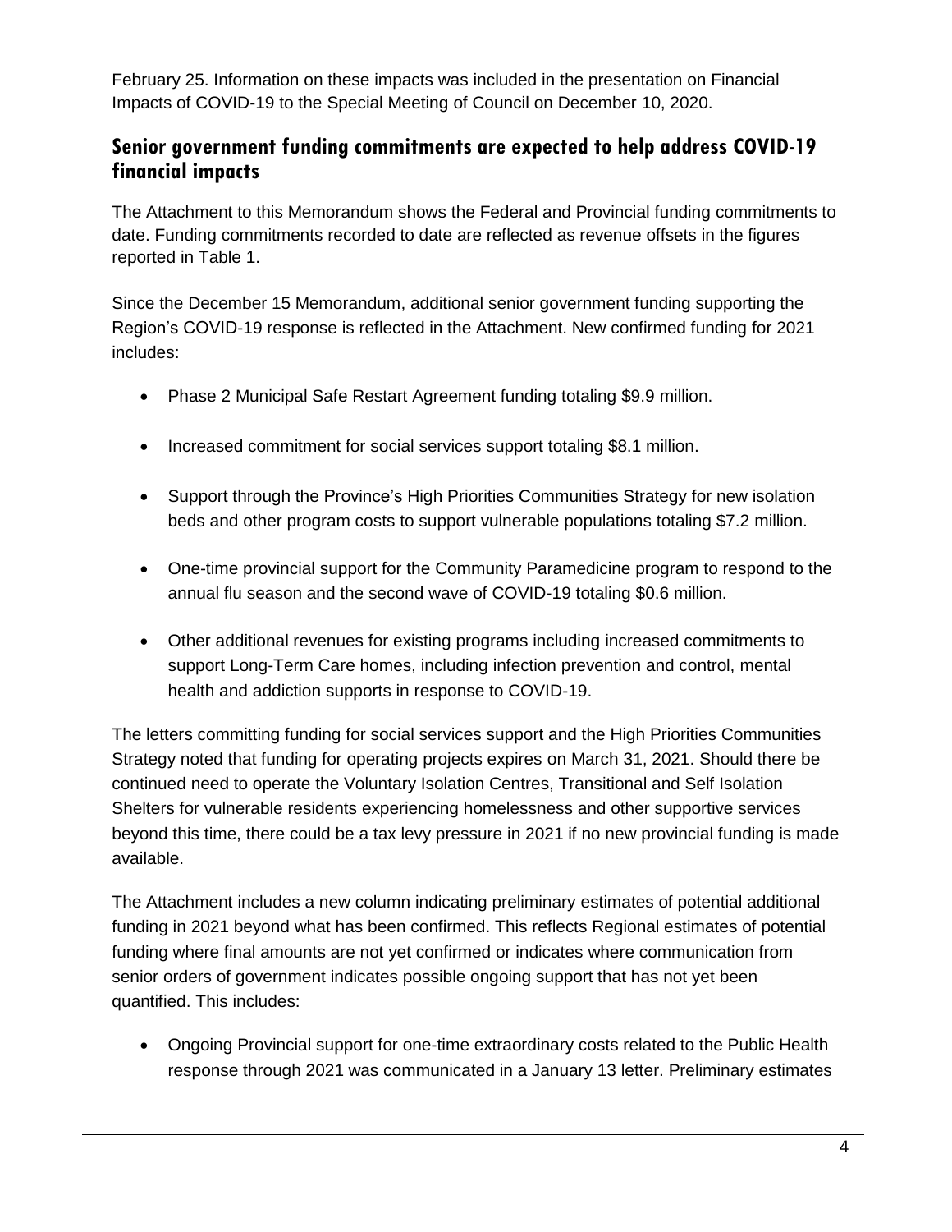February 25. Information on these impacts was included in the presentation on Financial Impacts of COVID-19 to the Special Meeting of Council on December 10, 2020.

## Senior government funding commitments are expected to help address COVID-19 financial impacts

The Attachment to this Memorandum shows the Federal and Provincial funding commitments to date. Funding commitments recorded to date are reflected as revenue offsets in the figures reported in Table 1.

Since the December 15 Memorandum, additional senior government funding supporting the Region's COVID-19 response is reflected in the Attachment. New confirmed funding for 2021 includes:

- Phase 2 Municipal Safe Restart Agreement funding totaling $9.9 million.
- Increased commitment for social services support totaling $8.1 million.
- Support through the Province's High Priorities Communities Strategy for new isolation beds and other program costs to support vulnerable populations totaling $7.2 million.
- One-time provincial support for the Community Paramedicine program to respond to the annual flu season and the second wave of COVID-19 totaling $0.6 million.
- Other additional revenues for existing programs including increased commitments to support Long-Term Care homes, including infection prevention and control, mental health and addiction supports in response to COVID-19.

The letters committing funding for social services support and the High Priorities Communities Strategy noted that funding for operating projects expires on March 31, 2021. Should there be continued need to operate the Voluntary Isolation Centres, Transitional and Self Isolation Shelters for vulnerable residents experiencing homelessness and other supportive services beyond this time, there could be a tax levy pressure in 2021 if no new provincial funding is made available.

The Attachment includes a new column indicating preliminary estimates of potential additional funding in 2021 beyond what has been confirmed. This reflects Regional estimates of potential funding where final amounts are not yet confirmed or indicates where communication from senior orders of government indicates possible ongoing support that has not yet been quantified. This includes:

- Ongoing Provincial support for one-time extraordinary costs related to the Public Health response through 2021 was communicated in a January 13 letter. Preliminary estimates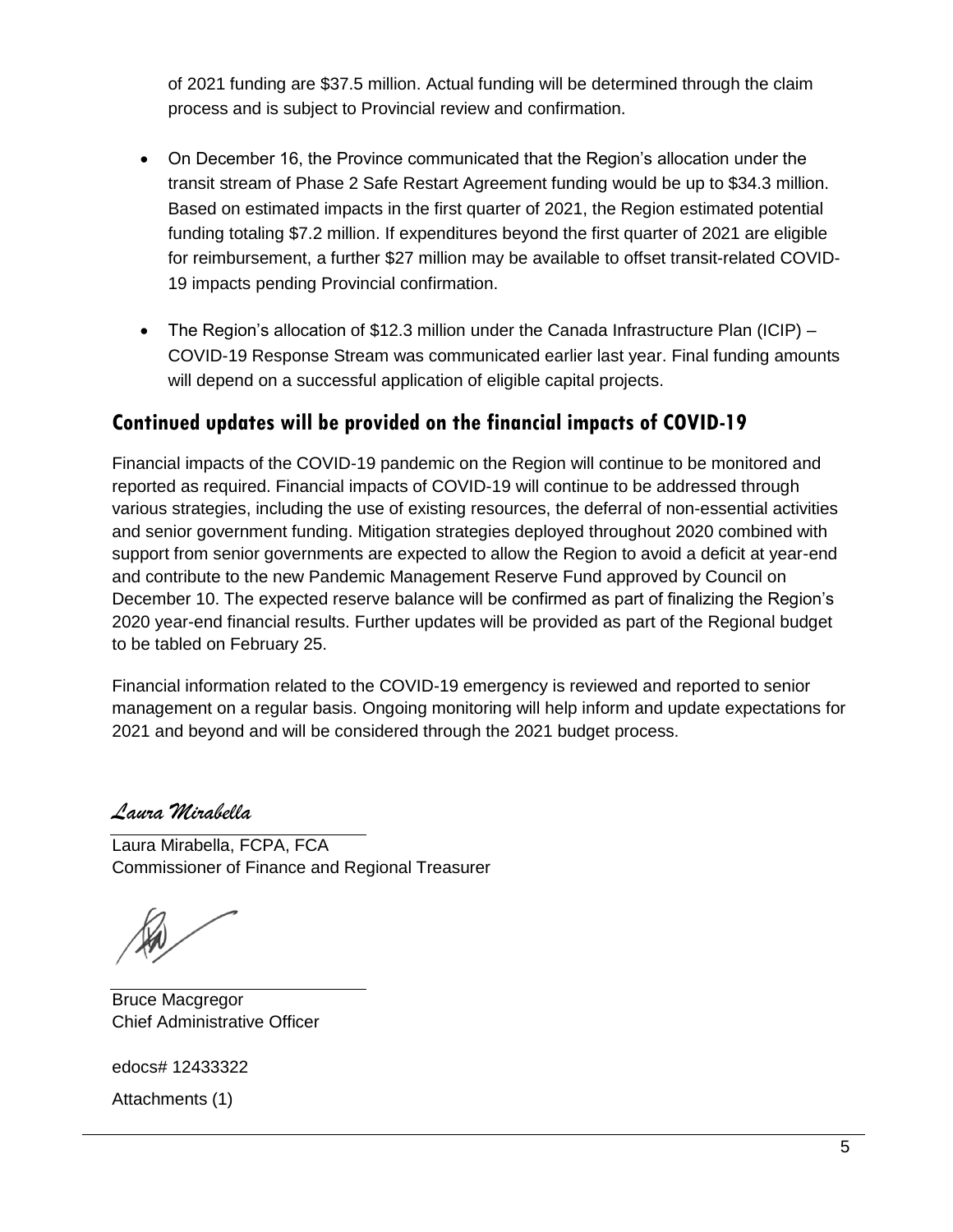of 2021 funding are $37.5 million. Actual funding will be determined through the claim process and is subject to Provincial review and confirmation.

- On December 16, the Province communicated that the Region's allocation under the transit stream of Phase 2 Safe Restart Agreement funding would be up to $34.3 million. Based on estimated impacts in the first quarter of 2021, the Region estimated potential funding totaling $7.2 million. If expenditures beyond the first quarter of 2021 are eligible for reimbursement, a further $27 million may be available to offset transit-related COVID-19 impacts pending Provincial confirmation.
- The Region's allocation of $12.3 million under the Canada Infrastructure Plan (ICIP) – COVID-19 Response Stream was communicated earlier last year. Final funding amounts will depend on a successful application of eligible capital projects.

## Continued updates will be provided on the financial impacts of COVID-19

Financial impacts of the COVID-19 pandemic on the Region will continue to be monitored and reported as required. Financial impacts of COVID-19 will continue to be addressed through various strategies, including the use of existing resources, the deferral of non-essential activities and senior government funding. Mitigation strategies deployed throughout 2020 combined with support from senior governments are expected to allow the Region to avoid a deficit at year-end and contribute to the new Pandemic Management Reserve Fund approved by Council on December 10. The expected reserve balance will be confirmed as part of finalizing the Region's 2020 year-end financial results. Further updates will be provided as part of the Regional budget to be tabled on February 25.

Financial information related to the COVID-19 emergency is reviewed and reported to senior management on a regular basis. Ongoing monitoring will help inform and update expectations for 2021 and beyond and will be considered through the 2021 budget process.

*Laura Mirabella*

Laura Mirabella, FCPA, FCA
Commissioner of Finance and Regional Treasurer

Bruce Macgregor
Chief Administrative Officer

edocs# 12433322

Attachments (1)